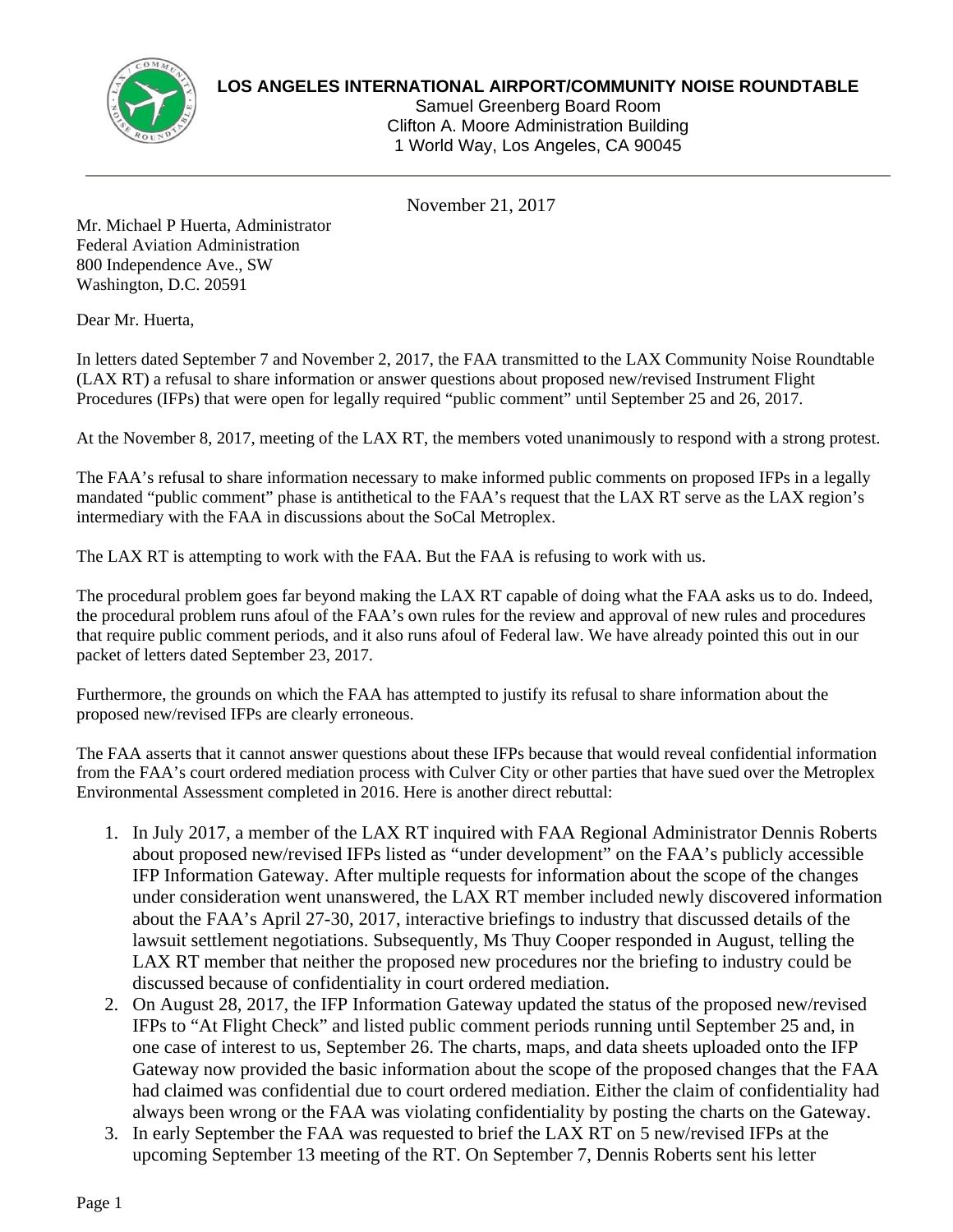**LOS ANGELES INTERNATIONAL AIRPORT/COMMUNITY NOISE ROUNDTABLE**
Samuel Greenberg Board Room
Clifton A. Moore Administration Building
1 World Way, Los Angeles, CA 90045

November 21, 2017

Mr. Michael P Huerta, Administrator
Federal Aviation Administration
800 Independence Ave., SW
Washington, D.C. 20591

Dear Mr. Huerta,

In letters dated September 7 and November 2, 2017, the FAA transmitted to the LAX Community Noise Roundtable (LAX RT) a refusal to share information or answer questions about proposed new/revised Instrument Flight Procedures (IFPs) that were open for legally required "public comment" until September 25 and 26, 2017.

At the November 8, 2017, meeting of the LAX RT, the members voted unanimously to respond with a strong protest.

The FAA's refusal to share information necessary to make informed public comments on proposed IFPs in a legally mandated "public comment" phase is antithetical to the FAA's request that the LAX RT serve as the LAX region's intermediary with the FAA in discussions about the SoCal Metroplex.

The LAX RT is attempting to work with the FAA. But the FAA is refusing to work with us.

The procedural problem goes far beyond making the LAX RT capable of doing what the FAA asks us to do. Indeed, the procedural problem runs afoul of the FAA's own rules for the review and approval of new rules and procedures that require public comment periods, and it also runs afoul of Federal law. We have already pointed this out in our packet of letters dated September 23, 2017.

Furthermore, the grounds on which the FAA has attempted to justify its refusal to share information about the proposed new/revised IFPs are clearly erroneous.

The FAA asserts that it cannot answer questions about these IFPs because that would reveal confidential information from the FAA's court ordered mediation process with Culver City or other parties that have sued over the Metroplex Environmental Assessment completed in 2016. Here is another direct rebuttal:

1. In July 2017, a member of the LAX RT inquired with FAA Regional Administrator Dennis Roberts about proposed new/revised IFPs listed as "under development" on the FAA's publicly accessible IFP Information Gateway. After multiple requests for information about the scope of the changes under consideration went unanswered, the LAX RT member included newly discovered information about the FAA's April 27-30, 2017, interactive briefings to industry that discussed details of the lawsuit settlement negotiations. Subsequently, Ms Thuy Cooper responded in August, telling the LAX RT member that neither the proposed new procedures nor the briefing to industry could be discussed because of confidentiality in court ordered mediation.
2. On August 28, 2017, the IFP Information Gateway updated the status of the proposed new/revised IFPs to "At Flight Check" and listed public comment periods running until September 25 and, in one case of interest to us, September 26. The charts, maps, and data sheets uploaded onto the IFP Gateway now provided the basic information about the scope of the proposed changes that the FAA had claimed was confidential due to court ordered mediation. Either the claim of confidentiality had always been wrong or the FAA was violating confidentiality by posting the charts on the Gateway.
3. In early September the FAA was requested to brief the LAX RT on 5 new/revised IFPs at the upcoming September 13 meeting of the RT. On September 7, Dennis Roberts sent his letter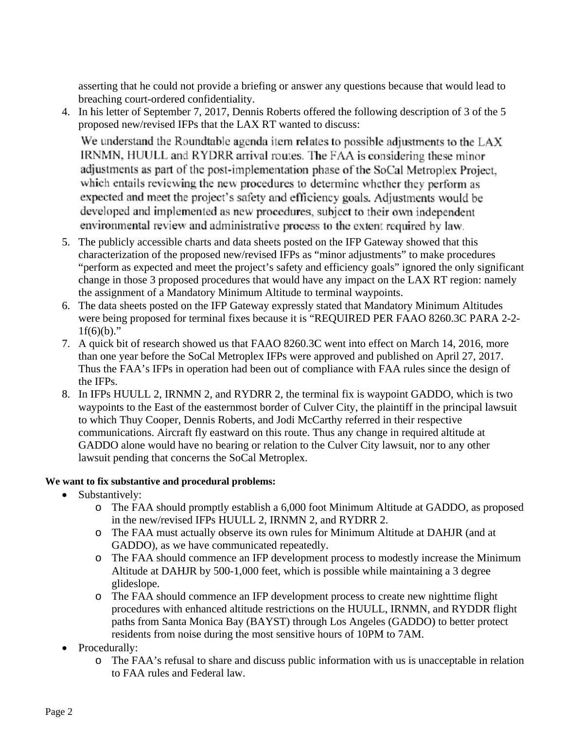asserting that he could not provide a briefing or answer any questions because that would lead to breaching court-ordered confidentiality.

4. In his letter of September 7, 2017, Dennis Roberts offered the following description of 3 of the 5 proposed new/revised IFPs that the LAX RT wanted to discuss:

   > We understand the Roundtable agenda item relates to possible adjustments to the LAX IRNMN, HUULL and RYDRR arrival routes. The FAA is considering these minor adjustments as part of the post-implementation phase of the SoCal Metroplex Project, which entails reviewing the new procedures to determine whether they perform as expected and meet the project's safety and efficiency goals. Adjustments would be developed and implemented as new procedures, subject to their own independent environmental review and administrative process to the extent required by law.

5. The publicly accessible charts and data sheets posted on the IFP Gateway showed that this characterization of the proposed new/revised IFPs as "minor adjustments" to make procedures "perform as expected and meet the project's safety and efficiency goals" ignored the only significant change in those 3 proposed procedures that would have any impact on the LAX RT region: namely the assignment of a Mandatory Minimum Altitude to terminal waypoints.
6. The data sheets posted on the IFP Gateway expressly stated that Mandatory Minimum Altitudes were being proposed for terminal fixes because it is "REQUIRED PER FAAO 8260.3C PARA 2-2-1f(6)(b)."
7. A quick bit of research showed us that FAAO 8260.3C went into effect on March 14, 2016, more than one year before the SoCal Metroplex IFPs were approved and published on April 27, 2017. Thus the FAA's IFPs in operation had been out of compliance with FAA rules since the design of the IFPs.
8. In IFPs HUULL 2, IRNMN 2, and RYDRR 2, the terminal fix is waypoint GADDO, which is two waypoints to the East of the easternmost border of Culver City, the plaintiff in the principal lawsuit to which Thuy Cooper, Dennis Roberts, and Jodi McCarthy referred in their respective communications. Aircraft fly eastward on this route. Thus any change in required altitude at GADDO alone would have no bearing or relation to the Culver City lawsuit, nor to any other lawsuit pending that concerns the SoCal Metroplex.

**We want to fix substantive and procedural problems:**

- Substantively:
  - The FAA should promptly establish a 6,000 foot Minimum Altitude at GADDO, as proposed in the new/revised IFPs HUULL 2, IRNMN 2, and RYDRR 2.
  - The FAA must actually observe its own rules for Minimum Altitude at DAHJR (and at GADDO), as we have communicated repeatedly.
  - The FAA should commence an IFP development process to modestly increase the Minimum Altitude at DAHJR by 500-1,000 feet, which is possible while maintaining a 3 degree glideslope.
  - The FAA should commence an IFP development process to create new nighttime flight procedures with enhanced altitude restrictions on the HUULL, IRNMN, and RYDDR flight paths from Santa Monica Bay (BAYST) through Los Angeles (GADDO) to better protect residents from noise during the most sensitive hours of 10PM to 7AM.
- Procedurally:
  - The FAA's refusal to share and discuss public information with us is unacceptable in relation to FAA rules and Federal law.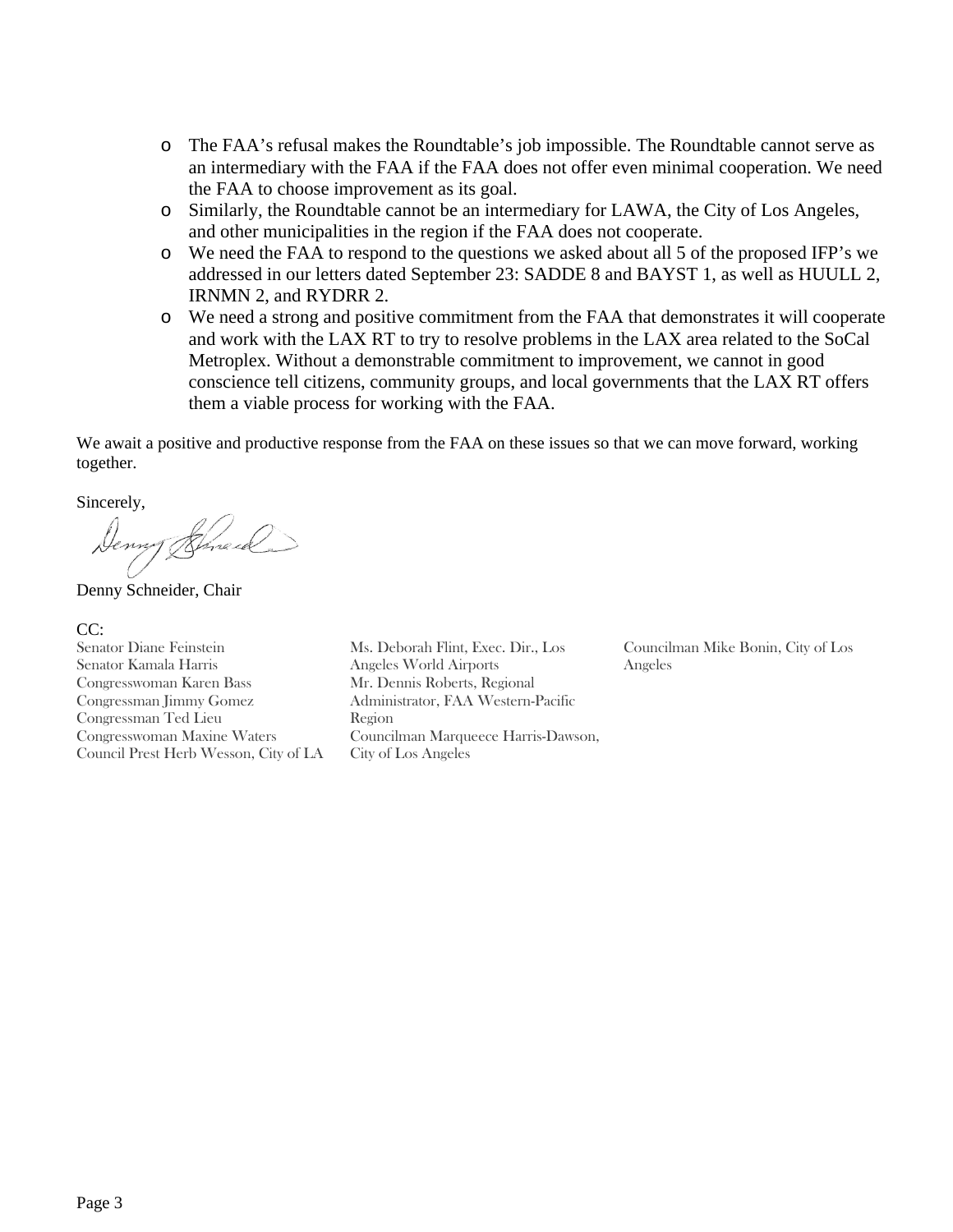- The FAA's refusal makes the Roundtable's job impossible. The Roundtable cannot serve as an intermediary with the FAA if the FAA does not offer even minimal cooperation. We need the FAA to choose improvement as its goal.
- Similarly, the Roundtable cannot be an intermediary for LAWA, the City of Los Angeles, and other municipalities in the region if the FAA does not cooperate.
- We need the FAA to respond to the questions we asked about all 5 of the proposed IFP's we addressed in our letters dated September 23: SADDE 8 and BAYST 1, as well as HUULL 2, IRNMN 2, and RYDRR 2.
- We need a strong and positive commitment from the FAA that demonstrates it will cooperate and work with the LAX RT to try to resolve problems in the LAX area related to the SoCal Metroplex. Without a demonstrable commitment to improvement, we cannot in good conscience tell citizens, community groups, and local governments that the LAX RT offers them a viable process for working with the FAA.

We await a positive and productive response from the FAA on these issues so that we can move forward, working together.

Sincerely,

Denny Schneider, Chair

CC:
Senator Diane Feinstein
Senator Kamala Harris
Congresswoman Karen Bass
Congressman Jimmy Gomez
Congressman Ted Lieu
Congresswoman Maxine Waters
Council Prest Herb Wesson, City of LA
Ms. Deborah Flint, Exec. Dir., Los Angeles World Airports
Mr. Dennis Roberts, Regional Administrator, FAA Western-Pacific Region
Councilman Marqueece Harris-Dawson, City of Los Angeles
Councilman Mike Bonin, City of Los Angeles